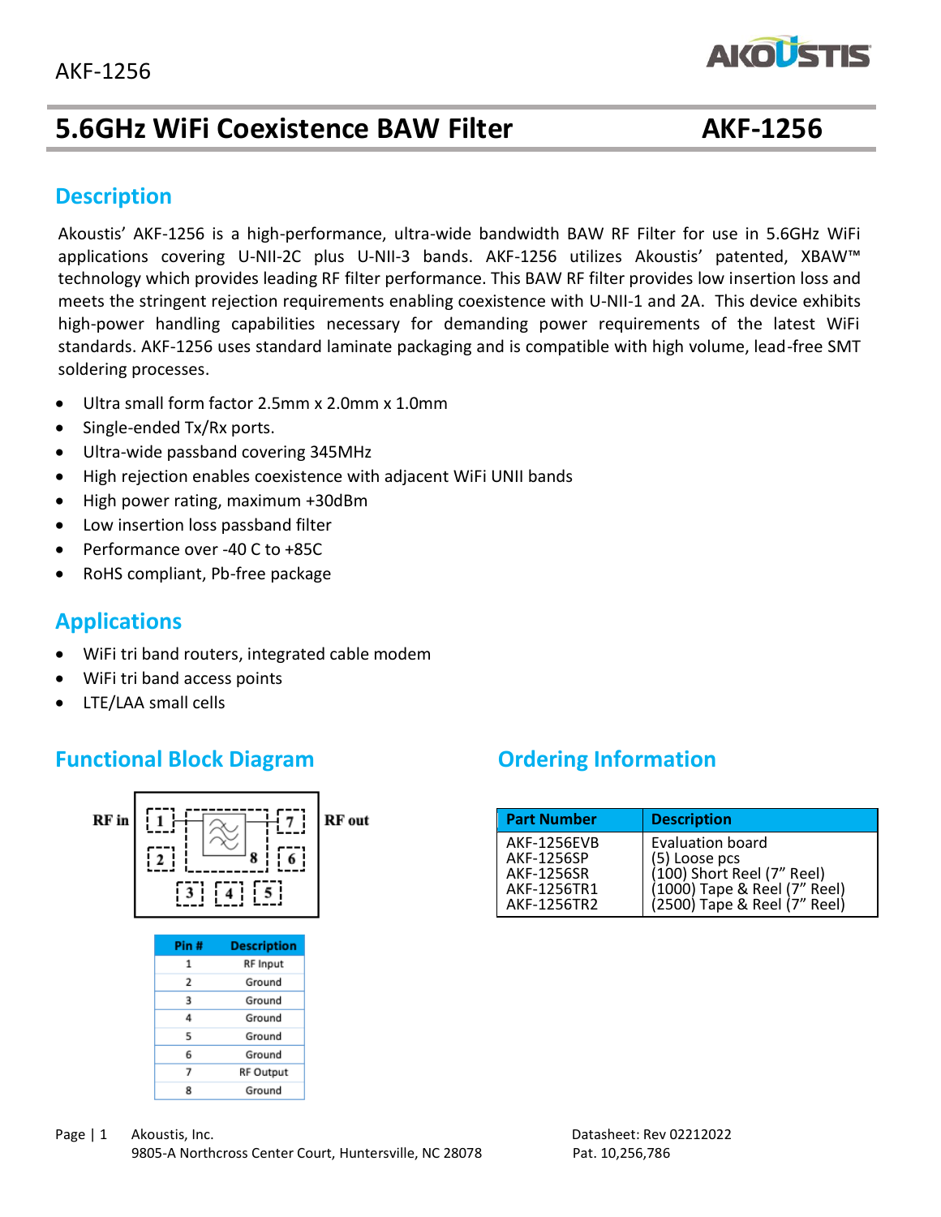# 5.6GHz WiFi Coexistence BAW Filter AKF-1256

## Description

Akoustis' AKF-1256 is a high-performance, ultra-wide bandwidth BAW RF Filter for use in 5.6GHz WiFi applications covering U-NII-2C plus U-NII-3 bands. AKF-1256 utilizes Akoustis' patented, XBAW™ technology which provides leading RF filter performance. This BAW RF filter provides low insertion loss and meets the stringent rejection requirements enabling coexistence with U-NII-1 and 2A. This device exhibits high-power handling capabilities necessary for demanding power requirements of the latest WiFi standards. AKF-1256 uses standard laminate packaging and is compatible with high volume, lead-free SMT soldering processes.

- Ultra small form factor 2.5mm x 2.0mm x 1.0mm
- Single-ended Tx/Rx ports.
- Ultra-wide passband covering 345MHz
- High rejection enables coexistence with adjacent WiFi UNII bands
- High power rating, maximum +30dBm
- Low insertion loss passband filter
- Performance over -40 C to +85C
- RoHS compliant, Pb-free package

## Applications

- WiFi tri band routers, integrated cable modem
- WiFi tri band access points
- LTE/LAA small cells

## Functional Block Diagram

RF in [1] [2] [3] [4] [5] [6] [7] [8] RF out

| Pin # | Description |
|---|---|
| 1 | RF Input |
| 2 | Ground |
| 3 | Ground |
| 4 | Ground |
| 5 | Ground |
| 6 | Ground |
| 7 | RF Output |
| 8 | Ground |

## Ordering Information

| Part Number | Description |
|---|---|
| AKF-1256EVB | Evaluation board |
| AKF-1256SP | (5) Loose pcs |
| AKF-1256SR | (100) Short Reel (7" Reel) |
| AKF-1256TR1 | (1000) Tape & Reel (7" Reel) |
| AKF-1256TR2 | (2500) Tape & Reel (7" Reel) |

Akoustis, Inc.
9805-A Northcross Center Court, Huntersville, NC 28078

Datasheet: Rev 02212022
Pat. 10,256,786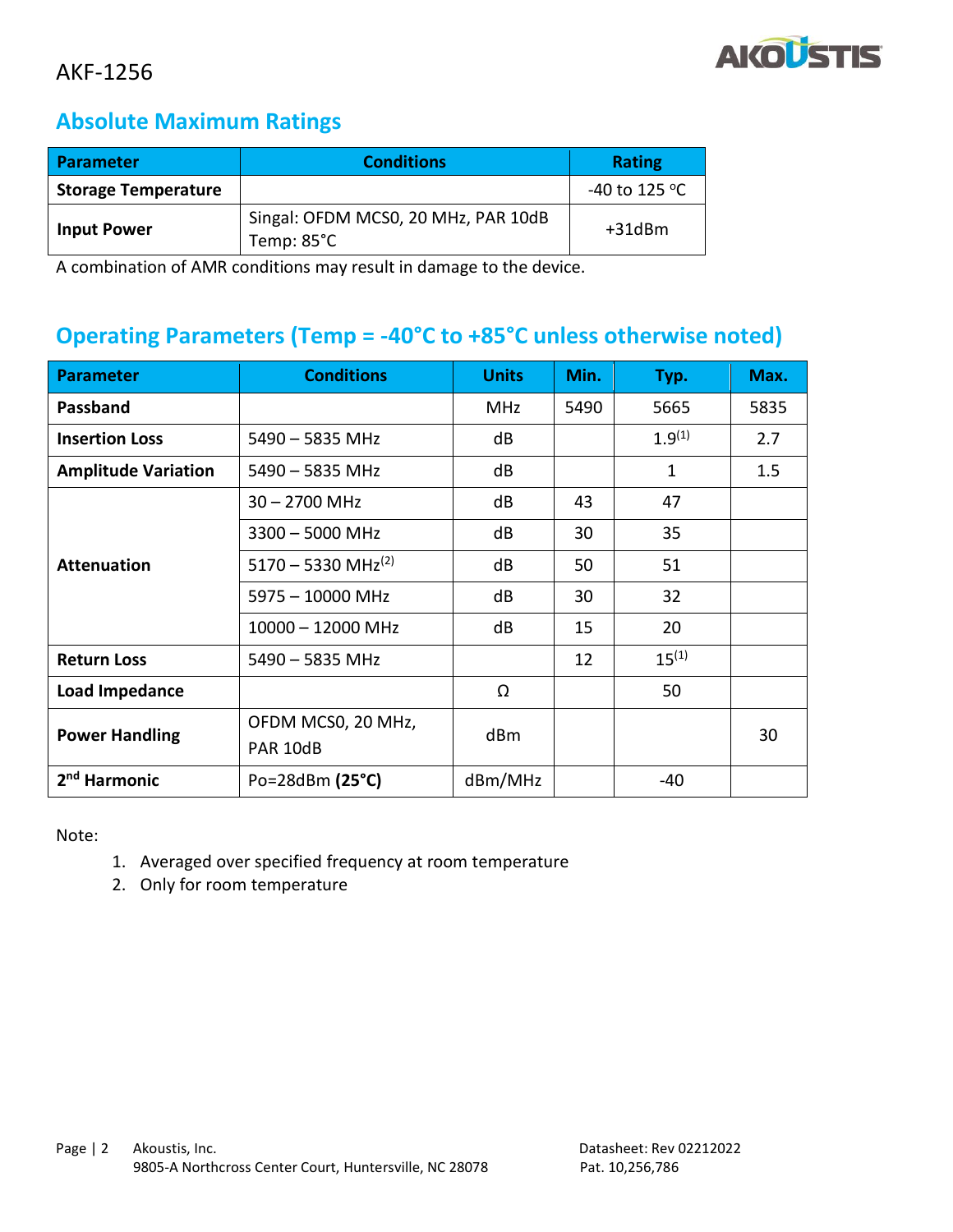AKF-1256

## Absolute Maximum Ratings

| Parameter | Conditions | Rating |
|---|---|---|
| **Storage Temperature** | | -40 to 125 °C |
| **Input Power** | Singal: OFDM MCS0, 20 MHz, PAR 10dB<br>Temp: 85°C | +31dBm |

A combination of AMR conditions may result in damage to the device.

## Operating Parameters (Temp = -40°C to +85°C unless otherwise noted)

| Parameter | Conditions | Units | Min. | Typ. | Max. |
|---|---|---|---|---|---|
| **Passband** | | MHz | 5490 | 5665 | 5835 |
| **Insertion Loss** | 5490 – 5835 MHz | dB | | 1.9 (1) | 2.7 |
| **Amplitude Variation** | 5490 – 5835 MHz | dB | | 1 | 1.5 |
| **Attenuation** | 30 – 2700 MHz | dB | 43 | 47 | |
| | 3300 – 5000 MHz | dB | 30 | 35 | |
| | 5170 – 5330 MHz (2) | dB | 50 | 51 | |
| | 5975 – 10000 MHz | dB | 30 | 32 | |
| | 10000 – 12000 MHz | dB | 15 | 20 | |
| **Return Loss** | 5490 – 5835 MHz | | 12 | 15 (1) | |
| **Load Impedance** | | Ω | | 50 | |
| **Power Handling** | OFDM MCS0, 20 MHz, PAR 10dB | dBm | | | 30 |
| **2nd Harmonic** | Po=28dBm **(25°C)** | dBm/MHz | | -40 | |

Note:

1. Averaged over specified frequency at room temperature
2. Only for room temperature

Akoustis, Inc.
9805-A Northcross Center Court, Huntersville, NC 28078

Datasheet: Rev 02212022
Pat. 10,256,786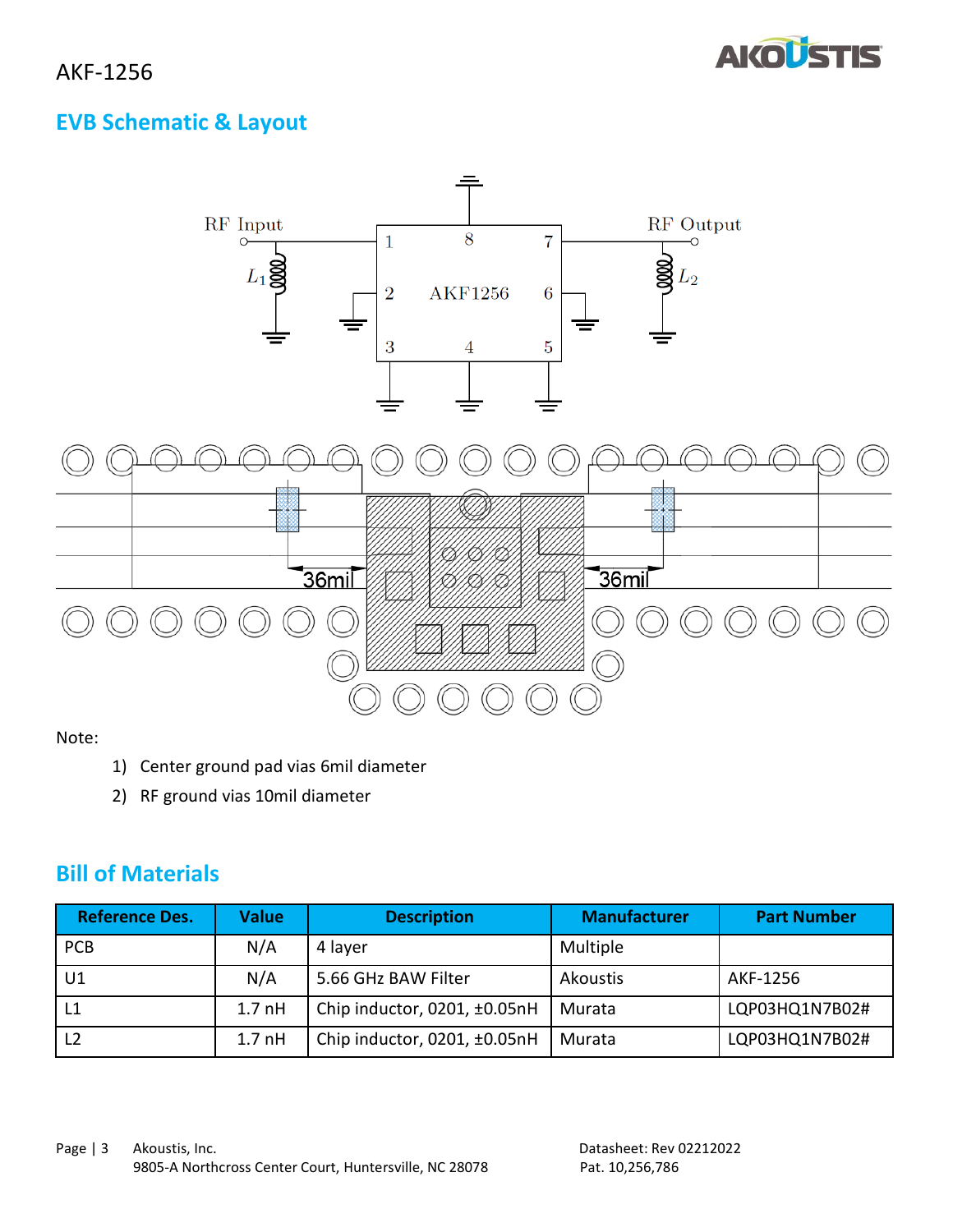## EVB Schematic & Layout

Note:

1) Center ground pad vias 6mil diameter
2) RF ground vias 10mil diameter

## Bill of Materials

| Reference Des. | Value | Description | Manufacturer | Part Number |
|---|---|---|---|---|
| PCB | N/A | 4 layer | Multiple | |
| U1 | N/A | 5.66 GHz BAW Filter | Akoustis | AKF-1256 |
| L1 | 1.7 nH | Chip inductor, 0201, ±0.05nH | Murata | LQP03HQ1N7B02# |
| L2 | 1.7 nH | Chip inductor, 0201, ±0.05nH | Murata | LQP03HQ1N7B02# |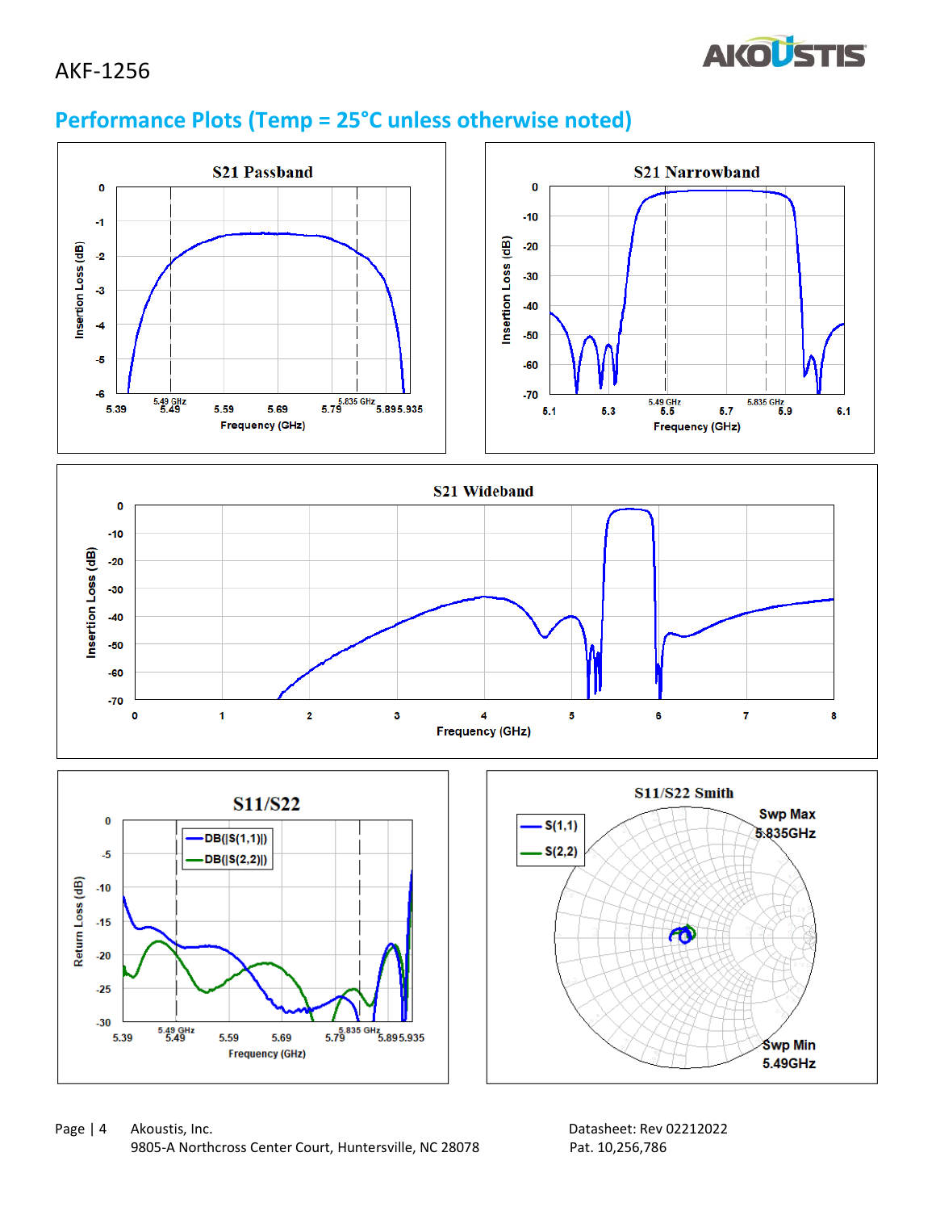## Performance Plots (Temp = 25°C unless otherwise noted)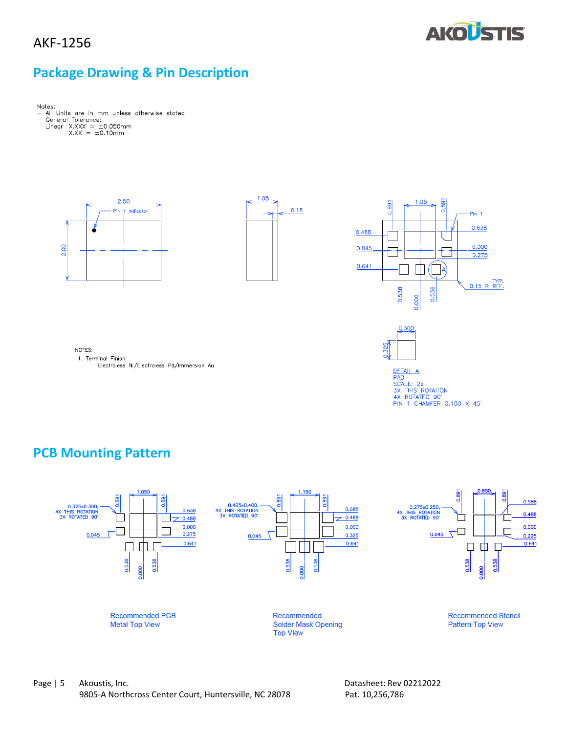# Package Drawing & Pin Description

Notes:
- All Units are in mm unless otherwise stated
- General Tolerance:
  Linear X.XXX = ±0.050mm
  X.XX = ±0.10mm

NOTES:
1. Terminal Finish:
   Electroless Ni/Electroless Pd/Immersion Au

DETAIL A
PAD
SCALE: 2x
3X THIS ROTATION
4X ROTATED 90°
PIN 1 CHAMFER 0.100 X 45°

# PCB Mounting Pattern

Recommended PCB Metal Top View

Recommended Solder Mask Opening Top View

Recommended Stencil Pattern Top View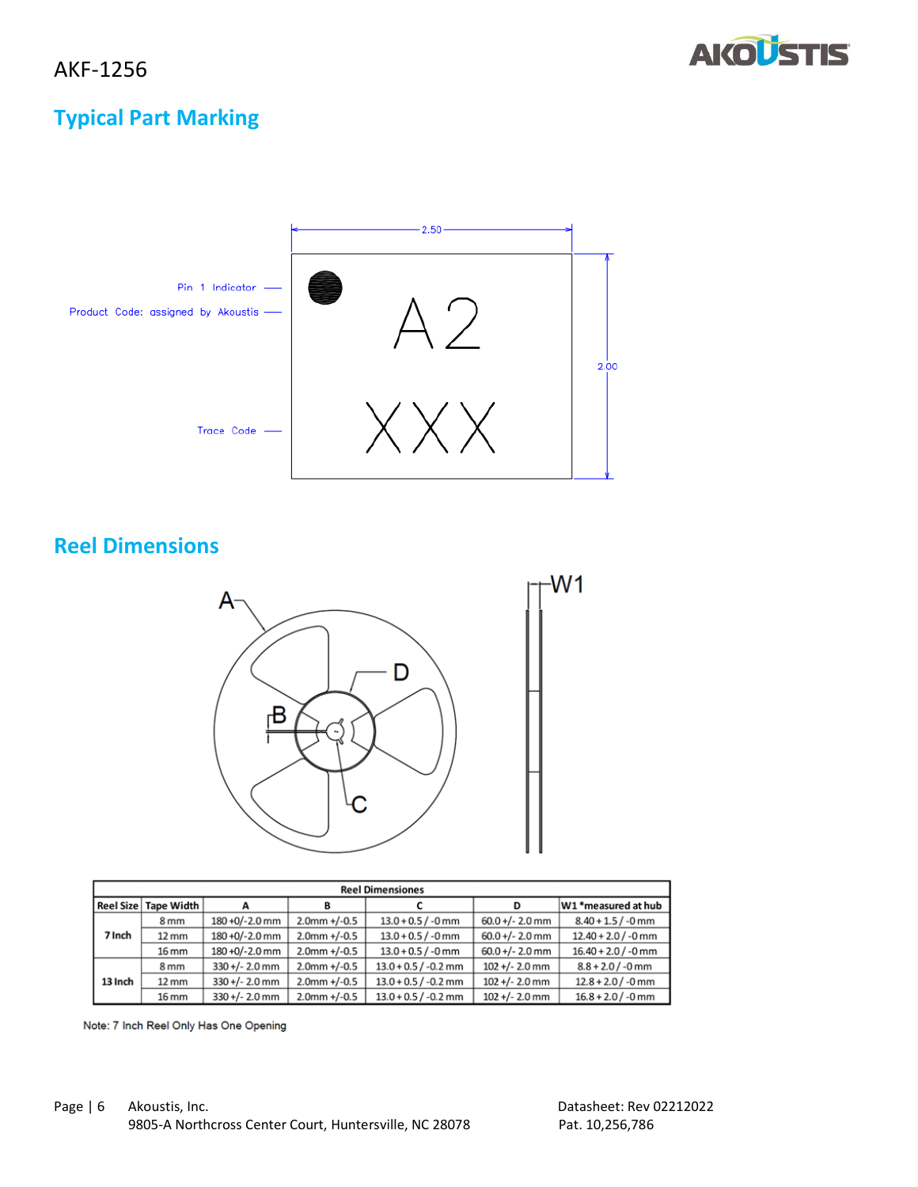## Typical Part Marking

## Reel Dimensions

| Reel Dimensiones | | | | | | |
|---|---|---|---|---|---|---|
| Reel Size | Tape Width | A | B | C | D | W1 *measured at hub |
| 7 Inch | 8 mm | 180 +0/-2.0 mm | 2.0mm +/-0.5 | 13.0 + 0.5 / -0 mm | 60.0 +/- 2.0 mm | 8.40 + 1.5 / -0 mm |
| | 12 mm | 180 +0/-2.0 mm | 2.0mm +/-0.5 | 13.0 + 0.5 / -0 mm | 60.0 +/- 2.0 mm | 12.40 + 2.0 / -0 mm |
| | 16 mm | 180 +0/-2.0 mm | 2.0mm +/-0.5 | 13.0 + 0.5 / -0 mm | 60.0 +/- 2.0 mm | 16.40 + 2.0 / -0 mm |
| 13 Inch | 8 mm | 330 +/- 2.0 mm | 2.0mm +/-0.5 | 13.0 + 0.5 / -0.2 mm | 102 +/- 2.0 mm | 8.8 + 2.0 / -0 mm |
| | 12 mm | 330 +/- 2.0 mm | 2.0mm +/-0.5 | 13.0 + 0.5 / -0.2 mm | 102 +/- 2.0 mm | 12.8 + 2.0 / -0 mm |
| | 16 mm | 330 +/- 2.0 mm | 2.0mm +/-0.5 | 13.0 + 0.5 / -0.2 mm | 102 +/- 2.0 mm | 16.8 + 2.0 / -0 mm |

Note: 7 Inch Reel Only Has One Opening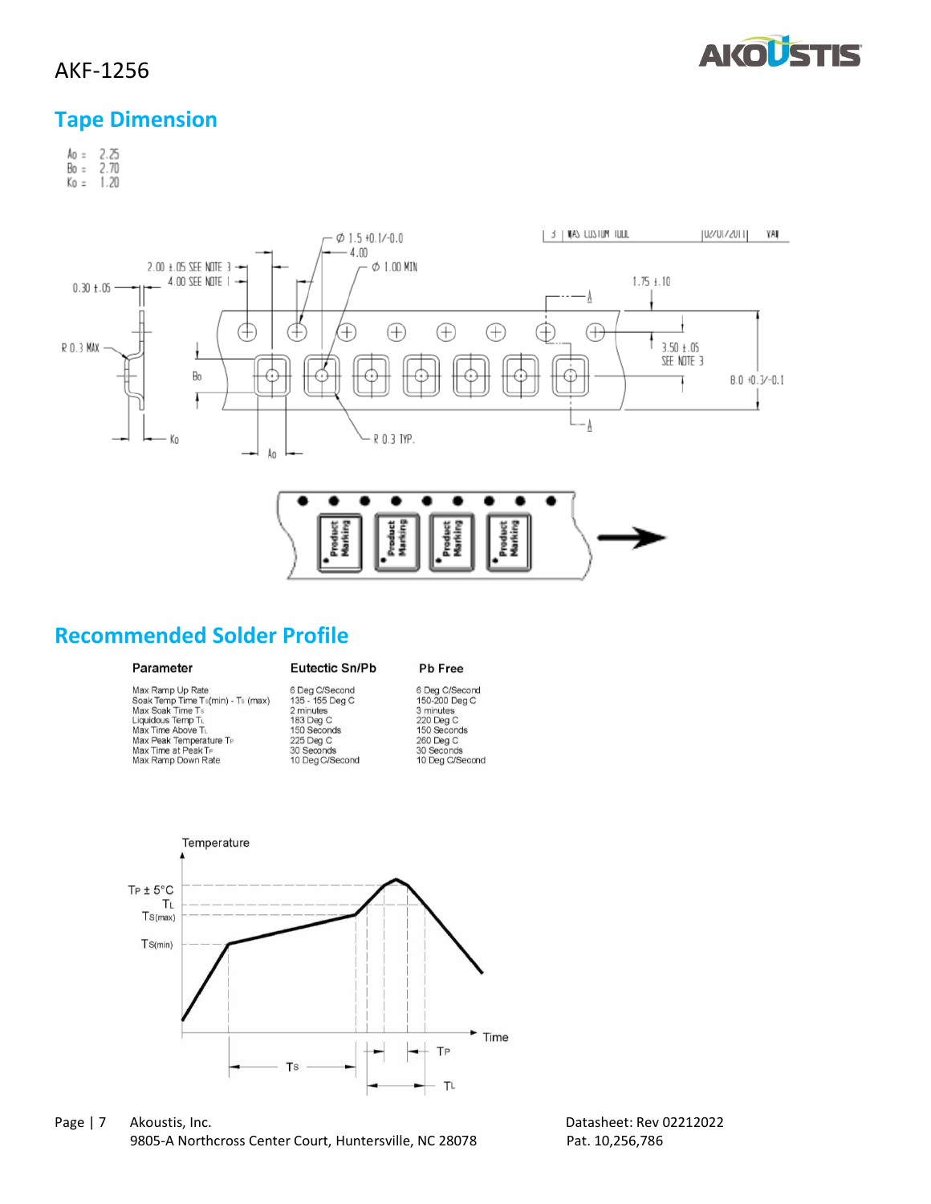## Tape Dimension

Ao = 2.25
Bo = 2.70
Ko = 1.20

## Recommended Solder Profile

| Parameter | Eutectic Sn/Pb | Pb Free |
|---|---|---|
| Max Ramp Up Rate | 6 Deg C/Second | 6 Deg C/Second |
| Soak Temp Time $T_S$(min) - $T_S$ (max) | 135 - 155 Deg C | 150-200 Deg C |
| Max Soak Time $T_S$ | 2 minutes | 3 minutes |
| Liquidous Temp $T_L$ | 183 Deg C | 220 Deg C |
| Max Time Above $T_L$ | 150 Seconds | 150 Seconds |
| Max Peak Temperature $T_P$ | 225 Deg C | 260 Deg C |
| Max Time at Peak $T_P$ | 30 Seconds | 30 Seconds |
| Max Ramp Down Rate | 10 Deg C/Second | 10 Deg C/Second |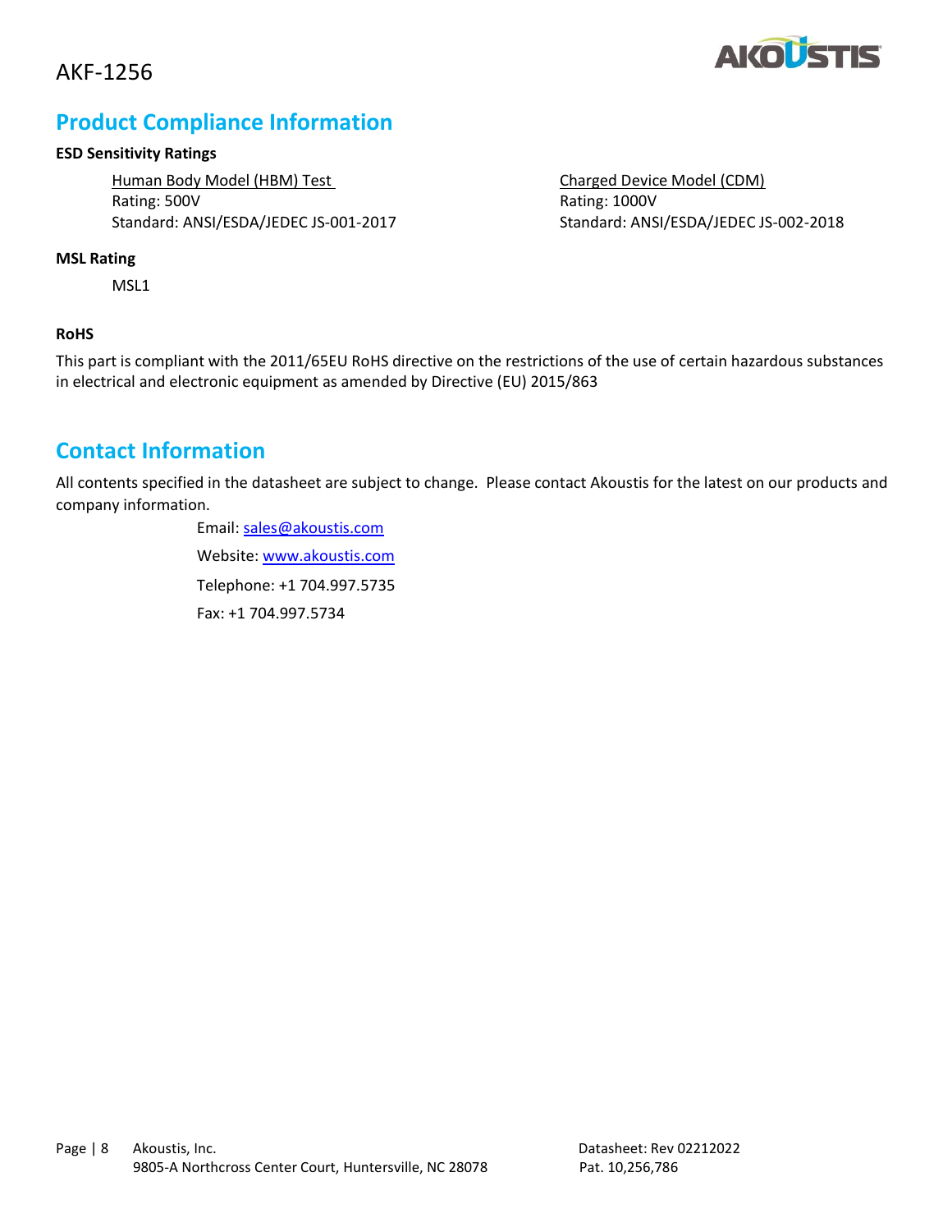## Product Compliance Information

**ESD Sensitivity Ratings**

Human Body Model (HBM) Test
Rating: 500V
Standard: ANSI/ESDA/JEDEC JS-001-2017

Charged Device Model (CDM)
Rating: 1000V
Standard: ANSI/ESDA/JEDEC JS-002-2018

**MSL Rating**

MSL1

**RoHS**

This part is compliant with the 2011/65EU RoHS directive on the restrictions of the use of certain hazardous substances in electrical and electronic equipment as amended by Directive (EU) 2015/863

## Contact Information

All contents specified in the datasheet are subject to change. Please contact Akoustis for the latest on our products and company information.

Email: sales@akoustis.com

Website: www.akoustis.com

Telephone: +1 704.997.5735

Fax: +1 704.997.5734